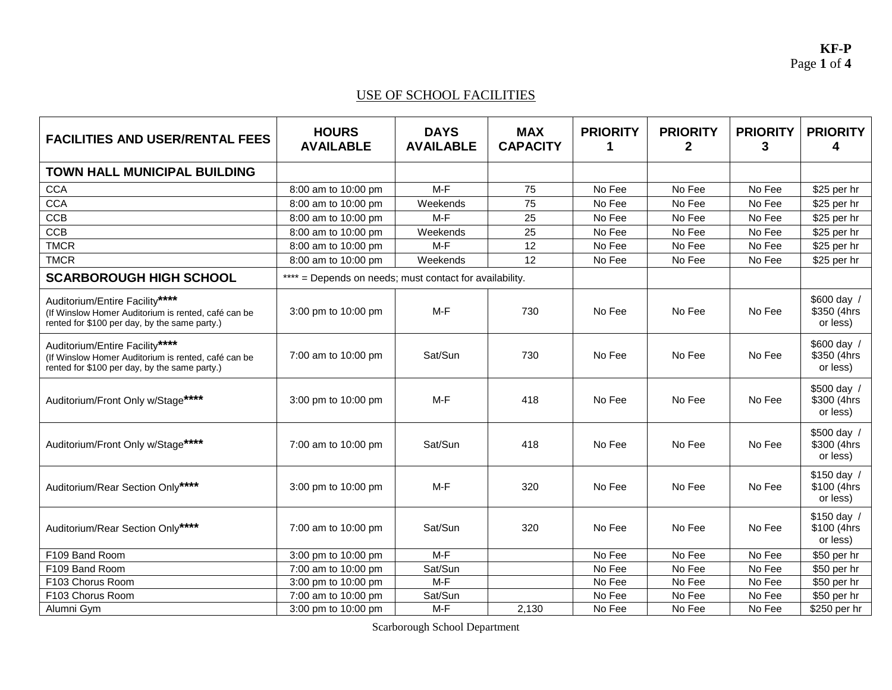## USE OF SCHOOL FACILITIES

| FACILITIES AND USER/RENTAL FEES | HOURS AVAILABLE | DAYS AVAILABLE | MAX CAPACITY | PRIORITY 1 | PRIORITY 2 | PRIORITY 3 | PRIORITY 4 |
|---|---|---|---|---|---|---|---|
| **TOWN HALL MUNICIPAL BUILDING** | | | | | | | |
| CCA | 8:00 am to 10:00 pm | M-F | 75 | No Fee | No Fee | No Fee | $25 per hr |
| CCA | 8:00 am to 10:00 pm | Weekends | 75 | No Fee | No Fee | No Fee | $25 per hr |
| CCB | 8:00 am to 10:00 pm | M-F | 25 | No Fee | No Fee | No Fee | $25 per hr |
| CCB | 8:00 am to 10:00 pm | Weekends | 25 | No Fee | No Fee | No Fee | $25 per hr |
| TMCR | 8:00 am to 10:00 pm | M-F | 12 | No Fee | No Fee | No Fee | $25 per hr |
| TMCR | 8:00 am to 10:00 pm | Weekends | 12 | No Fee | No Fee | No Fee | $25 per hr |
| **SCARBOROUGH HIGH SCHOOL** | **** = Depends on needs; must contact for availability. | | | | | | |
| Auditorium/Entire Facility**** (If Winslow Homer Auditorium is rented, café can be rented for $100 per day, by the same party.) | 3:00 pm to 10:00 pm | M-F | 730 | No Fee | No Fee | No Fee | $600 day / $350 (4hrs or less) |
| Auditorium/Entire Facility**** (If Winslow Homer Auditorium is rented, café can be rented for $100 per day, by the same party.) | 7:00 am to 10:00 pm | Sat/Sun | 730 | No Fee | No Fee | No Fee | $600 day / $350 (4hrs or less) |
| Auditorium/Front Only w/Stage**** | 3:00 pm to 10:00 pm | M-F | 418 | No Fee | No Fee | No Fee | $500 day / $300 (4hrs or less) |
| Auditorium/Front Only w/Stage**** | 7:00 am to 10:00 pm | Sat/Sun | 418 | No Fee | No Fee | No Fee | $500 day / $300 (4hrs or less) |
| Auditorium/Rear Section Only**** | 3:00 pm to 10:00 pm | M-F | 320 | No Fee | No Fee | No Fee | $150 day / $100 (4hrs or less) |
| Auditorium/Rear Section Only**** | 7:00 am to 10:00 pm | Sat/Sun | 320 | No Fee | No Fee | No Fee | $150 day / $100 (4hrs or less) |
| F109 Band Room | 3:00 pm to 10:00 pm | M-F | | No Fee | No Fee | No Fee | $50 per hr |
| F109 Band Room | 7:00 am to 10:00 pm | Sat/Sun | | No Fee | No Fee | No Fee | $50 per hr |
| F103 Chorus Room | 3:00 pm to 10:00 pm | M-F | | No Fee | No Fee | No Fee | $50 per hr |
| F103 Chorus Room | 7:00 am to 10:00 pm | Sat/Sun | | No Fee | No Fee | No Fee | $50 per hr |
| Alumni Gym | 3:00 pm to 10:00 pm | M-F | 2,130 | No Fee | No Fee | No Fee | $250 per hr |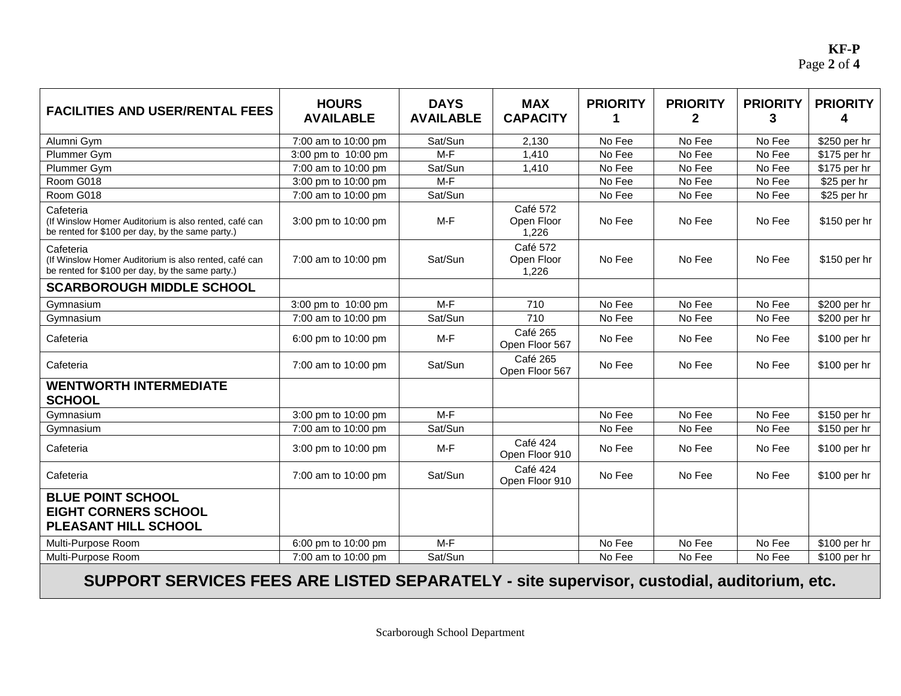| FACILITIES AND USER/RENTAL FEES | HOURS AVAILABLE | DAYS AVAILABLE | MAX CAPACITY | PRIORITY 1 | PRIORITY 2 | PRIORITY 3 | PRIORITY 4 |
|---|---|---|---|---|---|---|---|
| Alumni Gym | 7:00 am to 10:00 pm | Sat/Sun | 2,130 | No Fee | No Fee | No Fee | $250 per hr |
| Plummer Gym | 3:00 pm to 10:00 pm | M-F | 1,410 | No Fee | No Fee | No Fee | $175 per hr |
| Plummer Gym | 7:00 am to 10:00 pm | Sat/Sun | 1,410 | No Fee | No Fee | No Fee | $175 per hr |
| Room G018 | 3:00 pm to 10:00 pm | M-F | | No Fee | No Fee | No Fee | $25 per hr |
| Room G018 | 7:00 am to 10:00 pm | Sat/Sun | | No Fee | No Fee | No Fee | $25 per hr |
| Cafeteria (If Winslow Homer Auditorium is also rented, café can be rented for $100 per day, by the same party.) | 3:00 pm to 10:00 pm | M-F | Café 572 Open Floor 1,226 | No Fee | No Fee | No Fee | $150 per hr |
| Cafeteria (If Winslow Homer Auditorium is also rented, café can be rented for $100 per day, by the same party.) | 7:00 am to 10:00 pm | Sat/Sun | Café 572 Open Floor 1,226 | No Fee | No Fee | No Fee | $150 per hr |
| **SCARBOROUGH MIDDLE SCHOOL** | | | | | | | |
| Gymnasium | 3:00 pm to 10:00 pm | M-F | 710 | No Fee | No Fee | No Fee | $200 per hr |
| Gymnasium | 7:00 am to 10:00 pm | Sat/Sun | 710 | No Fee | No Fee | No Fee | $200 per hr |
| Cafeteria | 6:00 pm to 10:00 pm | M-F | Café 265 Open Floor 567 | No Fee | No Fee | No Fee | $100 per hr |
| Cafeteria | 7:00 am to 10:00 pm | Sat/Sun | Café 265 Open Floor 567 | No Fee | No Fee | No Fee | $100 per hr |
| **WENTWORTH INTERMEDIATE SCHOOL** | | | | | | | |
| Gymnasium | 3:00 pm to 10:00 pm | M-F | | No Fee | No Fee | No Fee | $150 per hr |
| Gymnasium | 7:00 am to 10:00 pm | Sat/Sun | | No Fee | No Fee | No Fee | $150 per hr |
| Cafeteria | 3:00 pm to 10:00 pm | M-F | Café 424 Open Floor 910 | No Fee | No Fee | No Fee | $100 per hr |
| Cafeteria | 7:00 am to 10:00 pm | Sat/Sun | Café 424 Open Floor 910 | No Fee | No Fee | No Fee | $100 per hr |
| **BLUE POINT SCHOOL EIGHT CORNERS SCHOOL PLEASANT HILL SCHOOL** | | | | | | | |
| Multi-Purpose Room | 6:00 pm to 10:00 pm | M-F | | No Fee | No Fee | No Fee | $100 per hr |
| Multi-Purpose Room | 7:00 am to 10:00 pm | Sat/Sun | | No Fee | No Fee | No Fee | $100 per hr |

**SUPPORT SERVICES FEES ARE LISTED SEPARATELY - site supervisor, custodial, auditorium, etc.**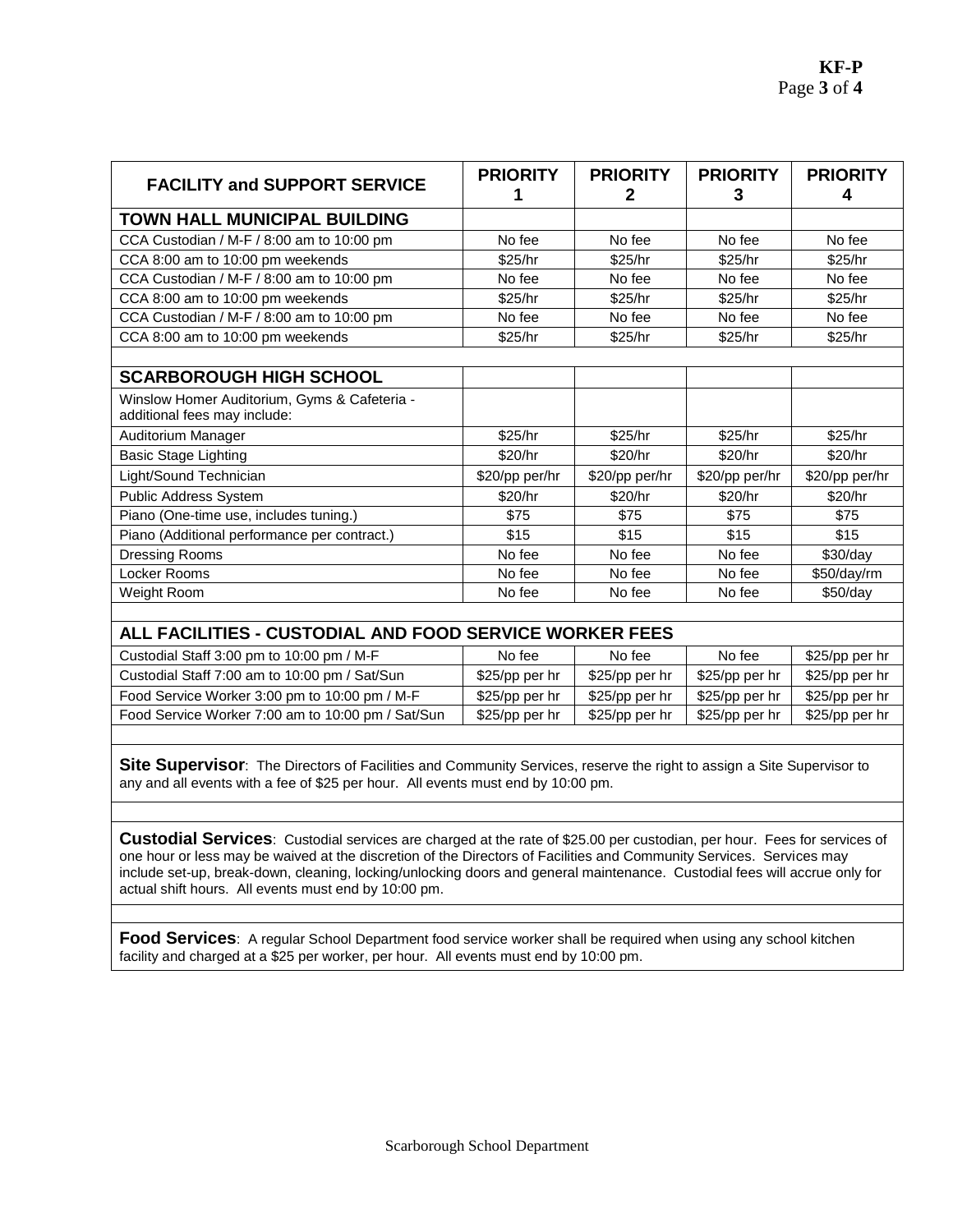| FACILITY and SUPPORT SERVICE | PRIORITY 1 | PRIORITY 2 | PRIORITY 3 | PRIORITY 4 |
|---|---|---|---|---|
| **TOWN HALL MUNICIPAL BUILDING** | | | | |
| CCA Custodian / M-F / 8:00 am to 10:00 pm | No fee | No fee | No fee | No fee |
| CCA 8:00 am to 10:00 pm weekends | $25/hr | $25/hr | $25/hr | $25/hr |
| CCA Custodian / M-F / 8:00 am to 10:00 pm | No fee | No fee | No fee | No fee |
| CCA 8:00 am to 10:00 pm weekends | $25/hr | $25/hr | $25/hr | $25/hr |
| CCA Custodian / M-F / 8:00 am to 10:00 pm | No fee | No fee | No fee | No fee |
| CCA 8:00 am to 10:00 pm weekends | $25/hr | $25/hr | $25/hr | $25/hr |
| | | | | |
| **SCARBOROUGH HIGH SCHOOL** | | | | |
| Winslow Homer Auditorium, Gyms & Cafeteria - additional fees may include: | | | | |
| Auditorium Manager | $25/hr | $25/hr | $25/hr | $25/hr |
| Basic Stage Lighting | $20/hr | $20/hr | $20/hr | $20/hr |
| Light/Sound Technician | $20/pp per/hr | $20/pp per/hr | $20/pp per/hr | $20/pp per/hr |
| Public Address System | $20/hr | $20/hr | $20/hr | $20/hr |
| Piano (One-time use, includes tuning.) | $75 | $75 | $75 | $75 |
| Piano (Additional performance per contract.) | $15 | $15 | $15 | $15 |
| Dressing Rooms | No fee | No fee | No fee | $30/day |
| Locker Rooms | No fee | No fee | No fee | $50/day/rm |
| Weight Room | No fee | No fee | No fee | $50/day |
| | | | | |
| **ALL FACILITIES - CUSTODIAL AND FOOD SERVICE WORKER FEES** | | | | |
| Custodial Staff 3:00 pm to 10:00 pm / M-F | No fee | No fee | No fee | $25/pp per hr |
| Custodial Staff 7:00 am to 10:00 pm / Sat/Sun | $25/pp per hr | $25/pp per hr | $25/pp per hr | $25/pp per hr |
| Food Service Worker 3:00 pm to 10:00 pm / M-F | $25/pp per hr | $25/pp per hr | $25/pp per hr | $25/pp per hr |
| Food Service Worker 7:00 am to 10:00 pm / Sat/Sun | $25/pp per hr | $25/pp per hr | $25/pp per hr | $25/pp per hr |

**Site Supervisor**: The Directors of Facilities and Community Services, reserve the right to assign a Site Supervisor to any and all events with a fee of $25 per hour. All events must end by 10:00 pm.

**Custodial Services**: Custodial services are charged at the rate of $25.00 per custodian, per hour. Fees for services of one hour or less may be waived at the discretion of the Directors of Facilities and Community Services. Services may include set-up, break-down, cleaning, locking/unlocking doors and general maintenance. Custodial fees will accrue only for actual shift hours. All events must end by 10:00 pm.

**Food Services**: A regular School Department food service worker shall be required when using any school kitchen facility and charged at a $25 per worker, per hour. All events must end by 10:00 pm.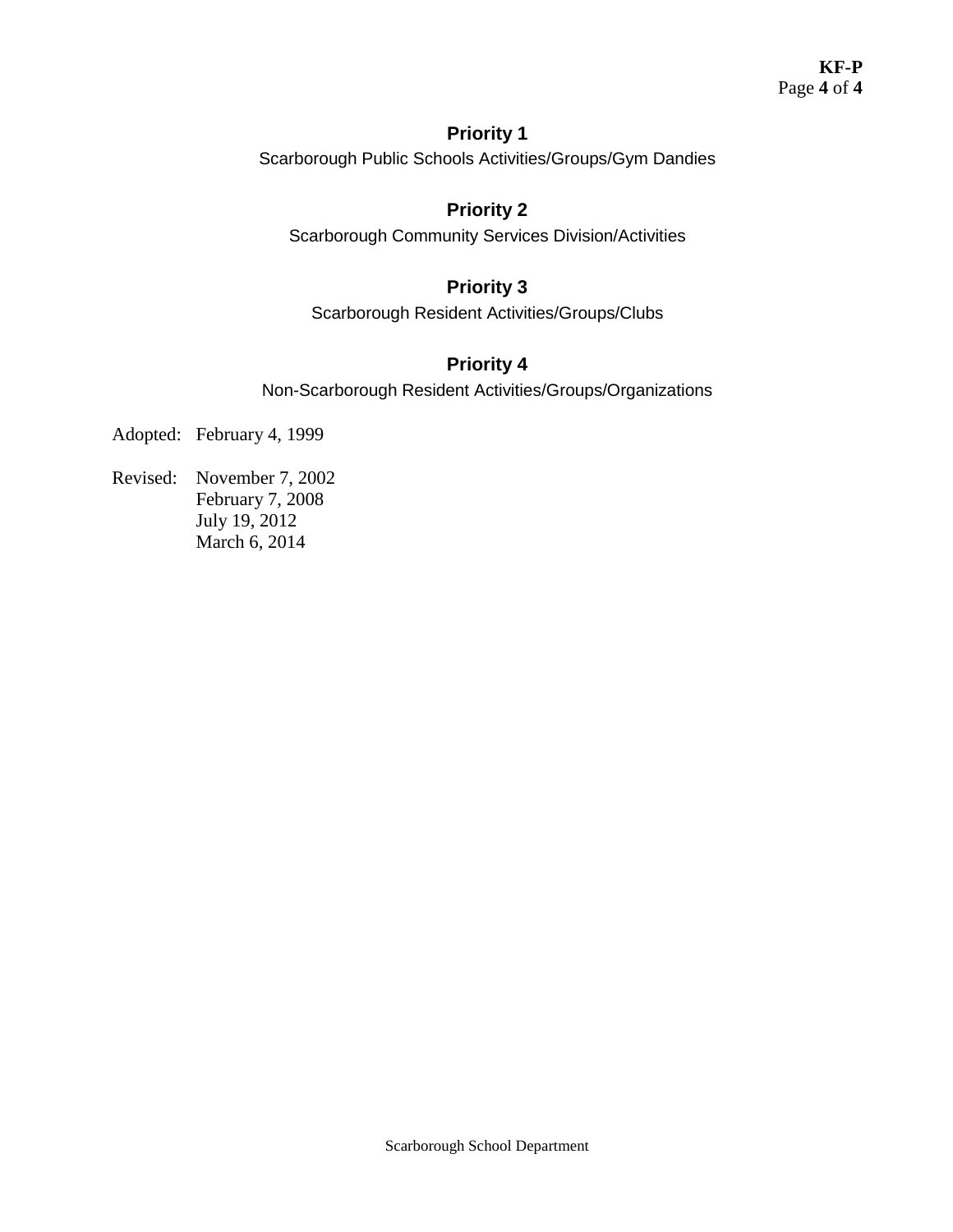**Priority 1**

Scarborough Public Schools Activities/Groups/Gym Dandies

**Priority 2**

Scarborough Community Services Division/Activities

**Priority 3**

Scarborough Resident Activities/Groups/Clubs

**Priority 4**

Non-Scarborough Resident Activities/Groups/Organizations

Adopted: February 4, 1999

Revised: November 7, 2002
February 7, 2008
July 19, 2012
March 6, 2014